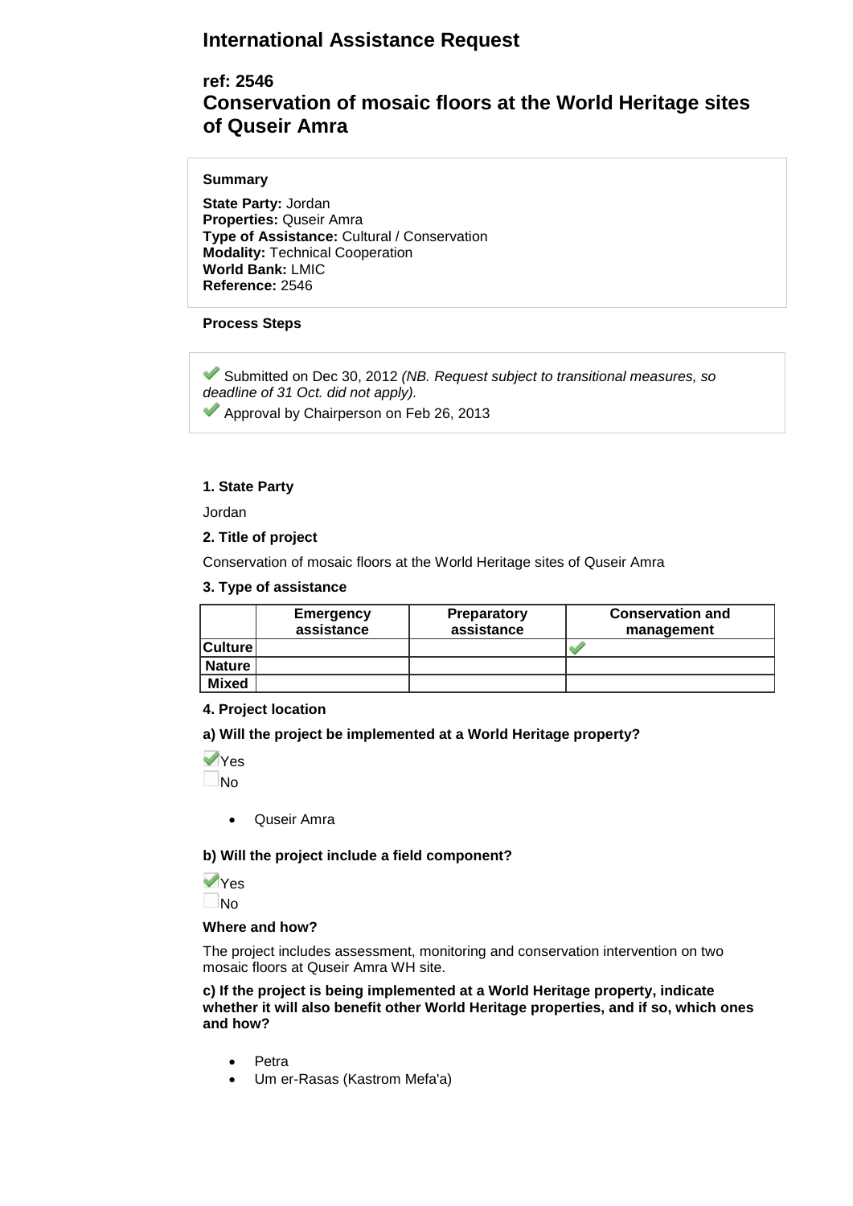# International Assistance Request

## ref: 2546
## Conservation of mosaic floors at the World Heritage sites of Quseir Amra

**Summary**

**State Party:** Jordan
**Properties:** Quseir Amra
**Type of Assistance:** Cultural / Conservation
**Modality:** Technical Cooperation
**World Bank:** LMIC
**Reference:** 2546

**Process Steps**

✔ Submitted on Dec 30, 2012 *(NB. Request subject to transitional measures, so deadline of 31 Oct. did not apply).*
✔ Approval by Chairperson on Feb 26, 2013

**1. State Party**

Jordan

**2. Title of project**

Conservation of mosaic floors at the World Heritage sites of Quseir Amra

**3. Type of assistance**

| | Emergency assistance | Preparatory assistance | Conservation and management |
|---|---|---|---|
| **Culture** | | | ✔ |
| **Nature** | | | |
| **Mixed** | | | |

**4. Project location**

**a) Will the project be implemented at a World Heritage property?**

☑ Yes
☐ No

- Quseir Amra

**b) Will the project include a field component?**

☑ Yes
☐ No

**Where and how?**

The project includes assessment, monitoring and conservation intervention on two mosaic floors at Quseir Amra WH site.

**c) If the project is being implemented at a World Heritage property, indicate whether it will also benefit other World Heritage properties, and if so, which ones and how?**

- Petra
- Um er-Rasas (Kastrom Mefa'a)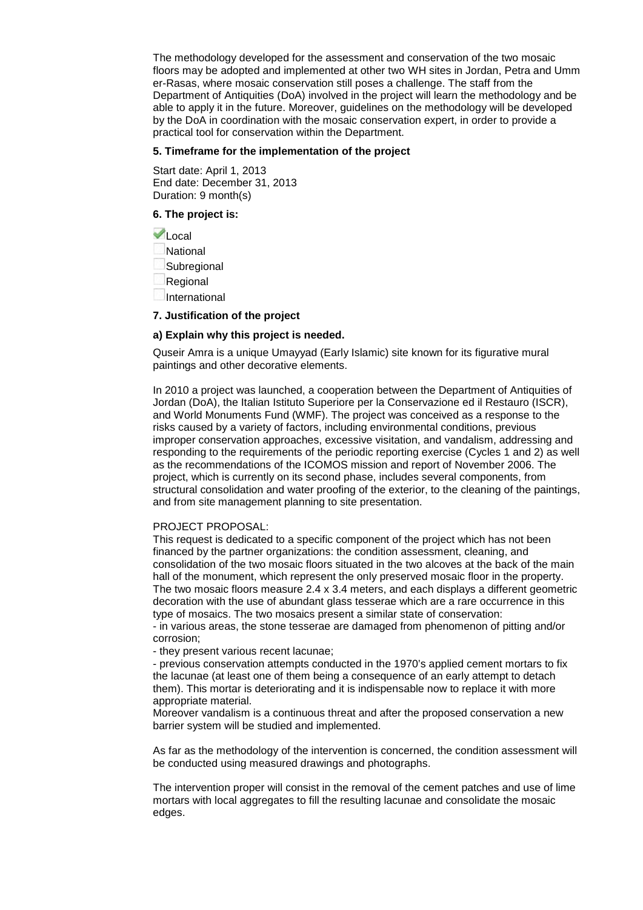The methodology developed for the assessment and conservation of the two mosaic floors may be adopted and implemented at other two WH sites in Jordan, Petra and Umm er-Rasas, where mosaic conservation still poses a challenge. The staff from the Department of Antiquities (DoA) involved in the project will learn the methodology and be able to apply it in the future. Moreover, guidelines on the methodology will be developed by the DoA in coordination with the mosaic conservation expert, in order to provide a practical tool for conservation within the Department.

**5. Timeframe for the implementation of the project**

Start date: April 1, 2013
End date: December 31, 2013
Duration: 9 month(s)

**6. The project is:**

- [x] Local
- [ ] National
- [ ] Subregional
- [ ] Regional
- [ ] International

**7. Justification of the project**

**a) Explain why this project is needed.**

Quseir Amra is a unique Umayyad (Early Islamic) site known for its figurative mural paintings and other decorative elements.

In 2010 a project was launched, a cooperation between the Department of Antiquities of Jordan (DoA), the Italian Istituto Superiore per la Conservazione ed il Restauro (ISCR), and World Monuments Fund (WMF). The project was conceived as a response to the risks caused by a variety of factors, including environmental conditions, previous improper conservation approaches, excessive visitation, and vandalism, addressing and responding to the requirements of the periodic reporting exercise (Cycles 1 and 2) as well as the recommendations of the ICOMOS mission and report of November 2006. The project, which is currently on its second phase, includes several components, from structural consolidation and water proofing of the exterior, to the cleaning of the paintings, and from site management planning to site presentation.

PROJECT PROPOSAL:
This request is dedicated to a specific component of the project which has not been financed by the partner organizations: the condition assessment, cleaning, and consolidation of the two mosaic floors situated in the two alcoves at the back of the main hall of the monument, which represent the only preserved mosaic floor in the property. The two mosaic floors measure 2.4 x 3.4 meters, and each displays a different geometric decoration with the use of abundant glass tesserae which are a rare occurrence in this type of mosaics. The two mosaics present a similar state of conservation:
- in various areas, the stone tesserae are damaged from phenomenon of pitting and/or corrosion;
- they present various recent lacunae;
- previous conservation attempts conducted in the 1970's applied cement mortars to fix the lacunae (at least one of them being a consequence of an early attempt to detach them). This mortar is deteriorating and it is indispensable now to replace it with more appropriate material.

Moreover vandalism is a continuous threat and after the proposed conservation a new barrier system will be studied and implemented.

As far as the methodology of the intervention is concerned, the condition assessment will be conducted using measured drawings and photographs.

The intervention proper will consist in the removal of the cement patches and use of lime mortars with local aggregates to fill the resulting lacunae and consolidate the mosaic edges.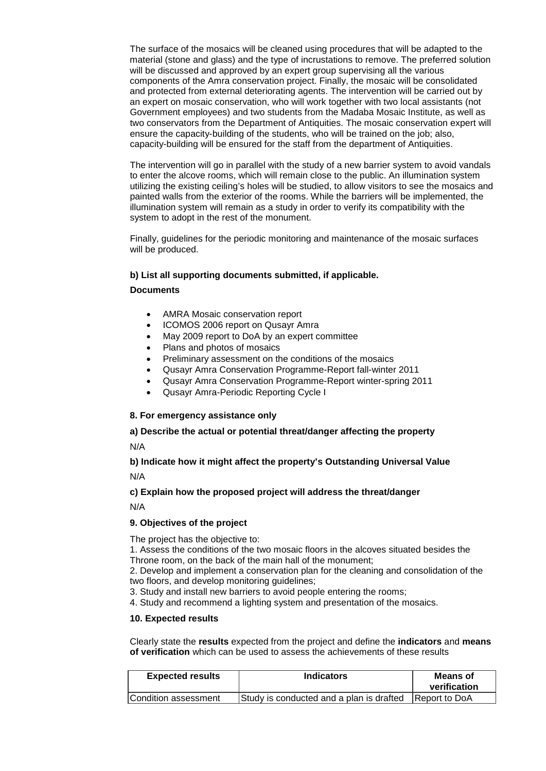The surface of the mosaics will be cleaned using procedures that will be adapted to the material (stone and glass) and the type of incrustations to remove. The preferred solution will be discussed and approved by an expert group supervising all the various components of the Amra conservation project. Finally, the mosaic will be consolidated and protected from external deteriorating agents. The intervention will be carried out by an expert on mosaic conservation, who will work together with two local assistants (not Government employees) and two students from the Madaba Mosaic Institute, as well as two conservators from the Department of Antiquities. The mosaic conservation expert will ensure the capacity-building of the students, who will be trained on the job; also, capacity-building will be ensured for the staff from the department of Antiquities.

The intervention will go in parallel with the study of a new barrier system to avoid vandals to enter the alcove rooms, which will remain close to the public. An illumination system utilizing the existing ceiling's holes will be studied, to allow visitors to see the mosaics and painted walls from the exterior of the rooms. While the barriers will be implemented, the illumination system will remain as a study in order to verify its compatibility with the system to adopt in the rest of the monument.

Finally, guidelines for the periodic monitoring and maintenance of the mosaic surfaces will be produced.

**b) List all supporting documents submitted, if applicable.**

**Documents**

- AMRA Mosaic conservation report
- ICOMOS 2006 report on Qusayr Amra
- May 2009 report to DoA by an expert committee
- Plans and photos of mosaics
- Preliminary assessment on the conditions of the mosaics
- Qusayr Amra Conservation Programme-Report fall-winter 2011
- Qusayr Amra Conservation Programme-Report winter-spring 2011
- Qusayr Amra-Periodic Reporting Cycle I

**8. For emergency assistance only**

**a) Describe the actual or potential threat/danger affecting the property**

N/A

**b) Indicate how it might affect the property's Outstanding Universal Value**

N/A

**c) Explain how the proposed project will address the threat/danger**

N/A

**9. Objectives of the project**

The project has the objective to:

1. Assess the conditions of the two mosaic floors in the alcoves situated besides the Throne room, on the back of the main hall of the monument;
2. Develop and implement a conservation plan for the cleaning and consolidation of the two floors, and develop monitoring guidelines;
3. Study and install new barriers to avoid people entering the rooms;
4. Study and recommend a lighting system and presentation of the mosaics.

**10. Expected results**

Clearly state the **results** expected from the project and define the **indicators** and **means of verification** which can be used to assess the achievements of these results

| Expected results | Indicators | Means of verification |
|---|---|---|
| Condition assessment | Study is conducted and a plan is drafted | Report to DoA |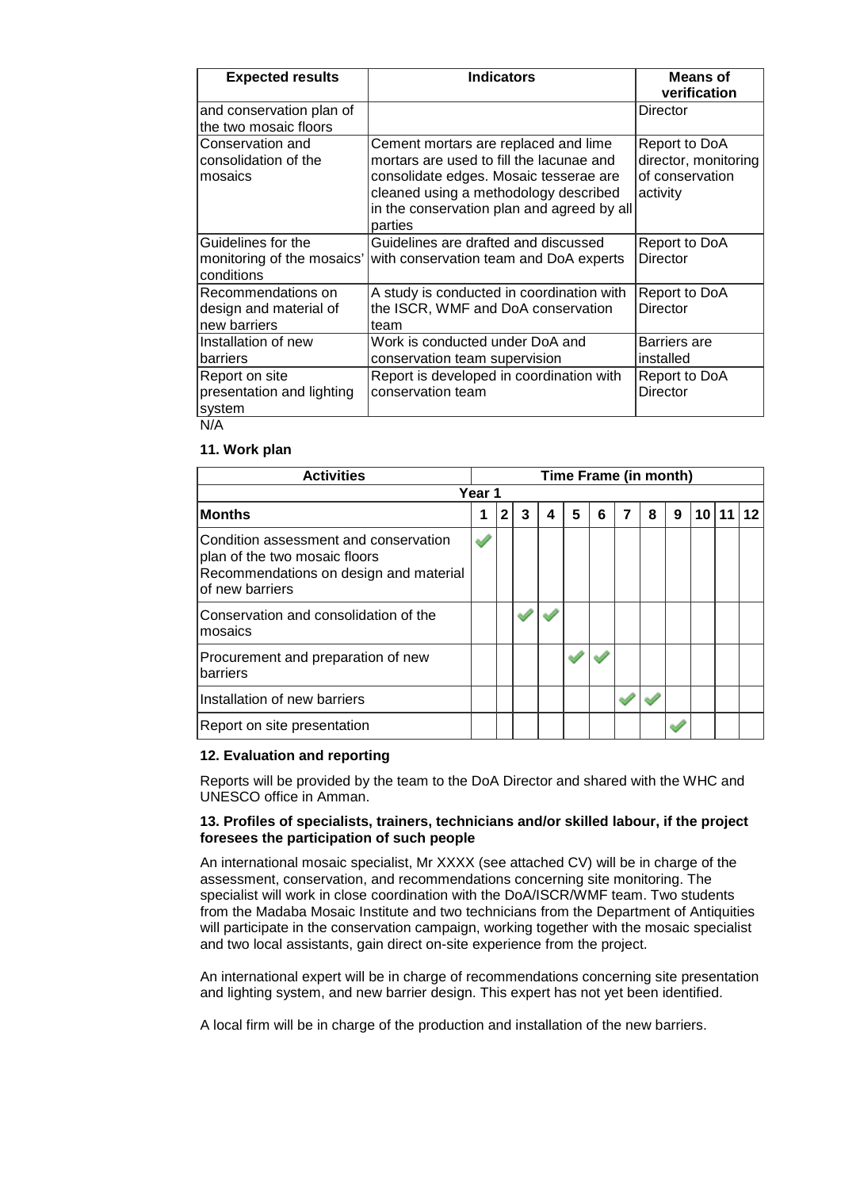| Expected results | Indicators | Means of verification |
|---|---|---|
| and conservation plan of the two mosaic floors | | Director |
| Conservation and consolidation of the mosaics | Cement mortars are replaced and lime mortars are used to fill the lacunae and consolidate edges. Mosaic tesserae are cleaned using a methodology described in the conservation plan and agreed by all parties | Report to DoA director, monitoring of conservation activity |
| Guidelines for the monitoring of the mosaics' conditions | Guidelines are drafted and discussed with conservation team and DoA experts | Report to DoA Director |
| Recommendations on design and material of new barriers | A study is conducted in coordination with the ISCR, WMF and DoA conservation team | Report to DoA Director |
| Installation of new barriers | Work is conducted under DoA and conservation team supervision | Barriers are installed |
| Report on site presentation and lighting system | Report is developed in coordination with conservation team | Report to DoA Director |

N/A

### 11. Work plan

| Activities | Time Frame (in month) | | | | | | | | | | | |
|---|---|---|---|---|---|---|---|---|---|---|---|---|
| | Year 1 | | | | | | | | | | | |
| **Months** | 1 | 2 | 3 | 4 | 5 | 6 | 7 | 8 | 9 | 10 | 11 | 12 |
| Condition assessment and conservation plan of the two mosaic floors Recommendations on design and material of new barriers | ✓ | | | | | | | | | | | |
| Conservation and consolidation of the mosaics | | | ✓ | ✓ | | | | | | | | |
| Procurement and preparation of new barriers | | | | | ✓ | ✓ | | | | | | |
| Installation of new barriers | | | | | | | ✓ | ✓ | | | | |
| Report on site presentation | | | | | | | | | ✓ | | | |

### 12. Evaluation and reporting

Reports will be provided by the team to the DoA Director and shared with the WHC and UNESCO office in Amman.

### 13. Profiles of specialists, trainers, technicians and/or skilled labour, if the project foresees the participation of such people

An international mosaic specialist, Mr XXXX (see attached CV) will be in charge of the assessment, conservation, and recommendations concerning site monitoring. The specialist will work in close coordination with the DoA/ISCR/WMF team. Two students from the Madaba Mosaic Institute and two technicians from the Department of Antiquities will participate in the conservation campaign, working together with the mosaic specialist and two local assistants, gain direct on-site experience from the project.

An international expert will be in charge of recommendations concerning site presentation and lighting system, and new barrier design. This expert has not yet been identified.

A local firm will be in charge of the production and installation of the new barriers.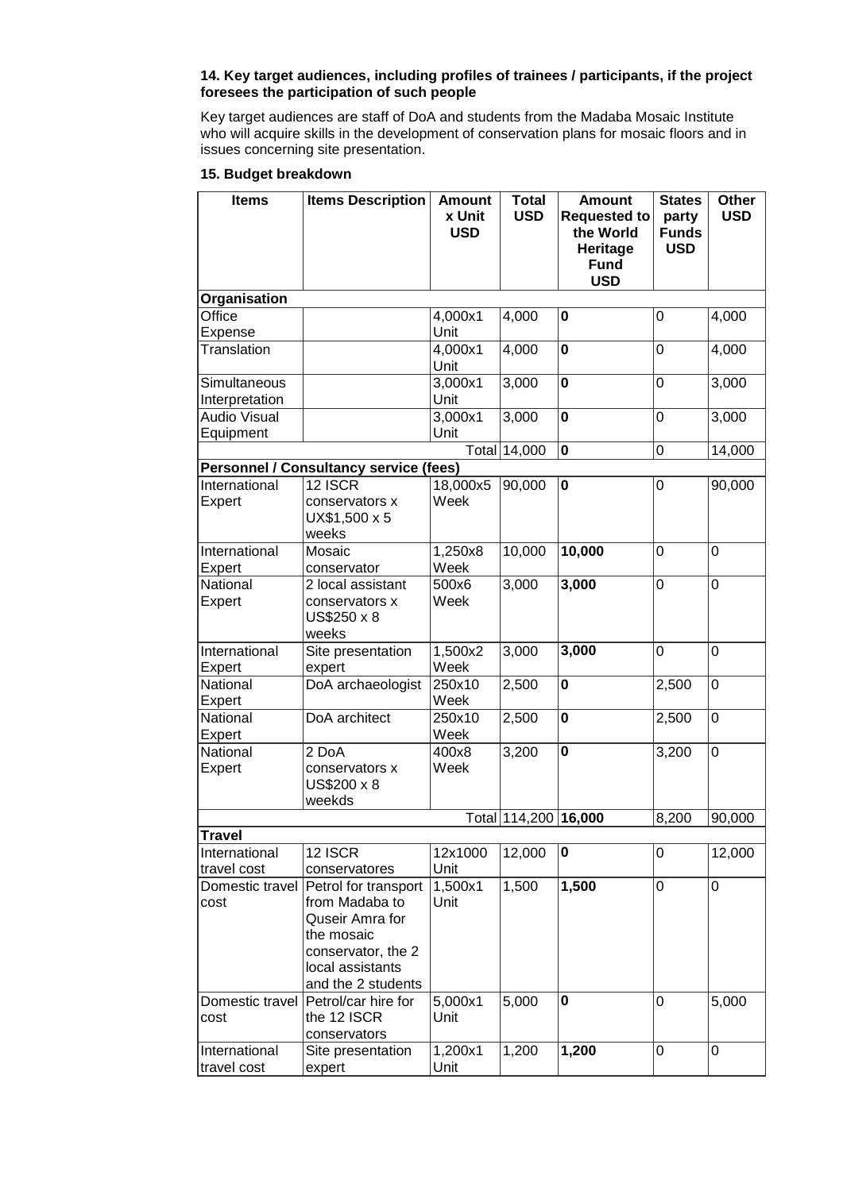**14. Key target audiences, including profiles of trainees / participants, if the project foresees the participation of such people**

Key target audiences are staff of DoA and students from the Madaba Mosaic Institute who will acquire skills in the development of conservation plans for mosaic floors and in issues concerning site presentation.

**15. Budget breakdown**

| Items | Items Description | Amount x Unit USD | Total USD | Amount Requested to the World Heritage Fund USD | States party Funds USD | Other USD |
|---|---|---|---|---|---|---|
| **Organisation** | | | | | | |
| Office Expense | | 4,000x1 Unit | 4,000 | **0** | 0 | 4,000 |
| Translation | | 4,000x1 Unit | 4,000 | **0** | 0 | 4,000 |
| Simultaneous Interpretation | | 3,000x1 Unit | 3,000 | **0** | 0 | 3,000 |
| Audio Visual Equipment | | 3,000x1 Unit | 3,000 | **0** | 0 | 3,000 |
| | | Total | 14,000 | **0** | 0 | 14,000 |
| **Personnel / Consultancy service (fees)** | | | | | | |
| International Expert | 12 ISCR conservators x UX$1,500 x 5 weeks | 18,000x5 Week | 90,000 | **0** | 0 | 90,000 |
| International Expert | Mosaic conservator | 1,250x8 Week | 10,000 | **10,000** | 0 | 0 |
| National Expert | 2 local assistant conservators x US$250 x 8 weeks | 500x6 Week | 3,000 | **3,000** | 0 | 0 |
| International Expert | Site presentation expert | 1,500x2 Week | 3,000 | **3,000** | 0 | 0 |
| National Expert | DoA archaeologist | 250x10 Week | 2,500 | **0** | 2,500 | 0 |
| National Expert | DoA architect | 250x10 Week | 2,500 | **0** | 2,500 | 0 |
| National Expert | 2 DoA conservators x US$200 x 8 weekds | 400x8 Week | 3,200 | **0** | 3,200 | 0 |
| | | Total | 114,200 | **16,000** | 8,200 | 90,000 |
| **Travel** | | | | | | |
| International travel cost | 12 ISCR conservatores | 12x1000 Unit | 12,000 | **0** | 0 | 12,000 |
| Domestic travel cost | Petrol for transport from Madaba to Quseir Amra for the mosaic conservator, the 2 local assistants and the 2 students | 1,500x1 Unit | 1,500 | **1,500** | 0 | 0 |
| Domestic travel cost | Petrol/car hire for the 12 ISCR conservators | 5,000x1 Unit | 5,000 | **0** | 0 | 5,000 |
| International travel cost | Site presentation expert | 1,200x1 Unit | 1,200 | **1,200** | 0 | 0 |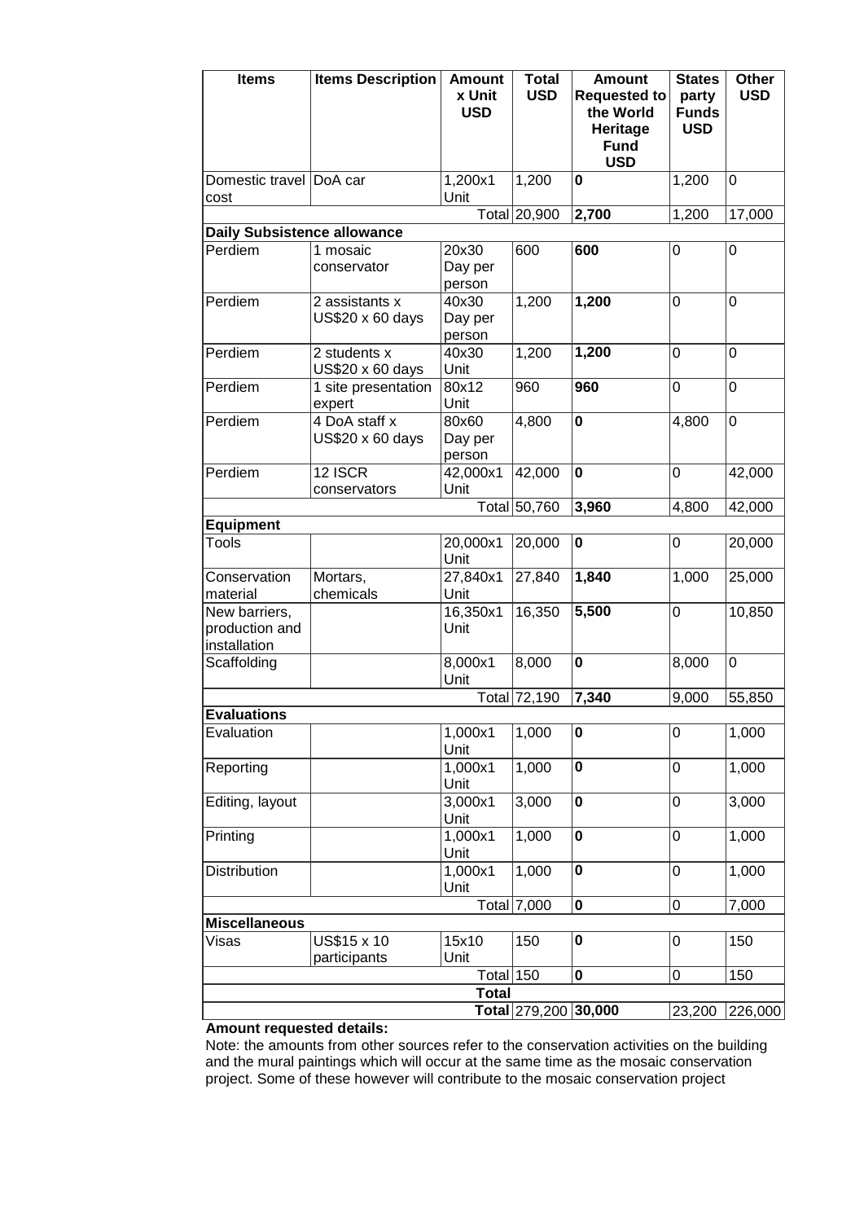| Items | Items Description | Amount x Unit USD | Total USD | Amount Requested to the World Heritage Fund USD | States party Funds USD | Other USD |
|---|---|---|---|---|---|---|
| Domestic travel cost | DoA car | 1,200x1 Unit | 1,200 | **0** | 1,200 | 0 |
| | | | Total 20,900 | **2,700** | 1,200 | 17,000 |
| **Daily Subsistence allowance** | | | | | | |
| Perdiem | 1 mosaic conservator | 20x30 Day per person | 600 | **600** | 0 | 0 |
| Perdiem | 2 assistants x US$20 x 60 days | 40x30 Day per person | 1,200 | **1,200** | 0 | 0 |
| Perdiem | 2 students x US$20 x 60 days | 40x30 Unit | 1,200 | **1,200** | 0 | 0 |
| Perdiem | 1 site presentation expert | 80x12 Unit | 960 | **960** | 0 | 0 |
| Perdiem | 4 DoA staff x US$20 x 60 days | 80x60 Day per person | 4,800 | **0** | 4,800 | 0 |
| Perdiem | 12 ISCR conservators | 42,000x1 Unit | 42,000 | **0** | 0 | 42,000 |
| | | | Total 50,760 | **3,960** | 4,800 | 42,000 |
| **Equipment** | | | | | | |
| Tools | | 20,000x1 Unit | 20,000 | **0** | 0 | 20,000 |
| Conservation material | Mortars, chemicals | 27,840x1 Unit | 27,840 | **1,840** | 1,000 | 25,000 |
| New barriers, production and installation | | 16,350x1 Unit | 16,350 | **5,500** | 0 | 10,850 |
| Scaffolding | | 8,000x1 Unit | 8,000 | **0** | 8,000 | 0 |
| | | | Total 72,190 | **7,340** | 9,000 | 55,850 |
| **Evaluations** | | | | | | |
| Evaluation | | 1,000x1 Unit | 1,000 | **0** | 0 | 1,000 |
| Reporting | | 1,000x1 Unit | 1,000 | **0** | 0 | 1,000 |
| Editing, layout | | 3,000x1 Unit | 3,000 | **0** | 0 | 3,000 |
| Printing | | 1,000x1 Unit | 1,000 | **0** | 0 | 1,000 |
| Distribution | | 1,000x1 Unit | 1,000 | **0** | 0 | 1,000 |
| | | | Total 7,000 | **0** | 0 | 7,000 |
| **Miscellaneous** | | | | | | |
| Visas | US$15 x 10 participants | 15x10 Unit | 150 | **0** | 0 | 150 |
| | | Total | 150 | **0** | 0 | 150 |
| | | **Total** | | | | |
| | | **Total** | 279,200 | **30,000** | 23,200 | 226,000 |

**Amount requested details:**

Note: the amounts from other sources refer to the conservation activities on the building and the mural paintings which will occur at the same time as the mosaic conservation project. Some of these however will contribute to the mosaic conservation project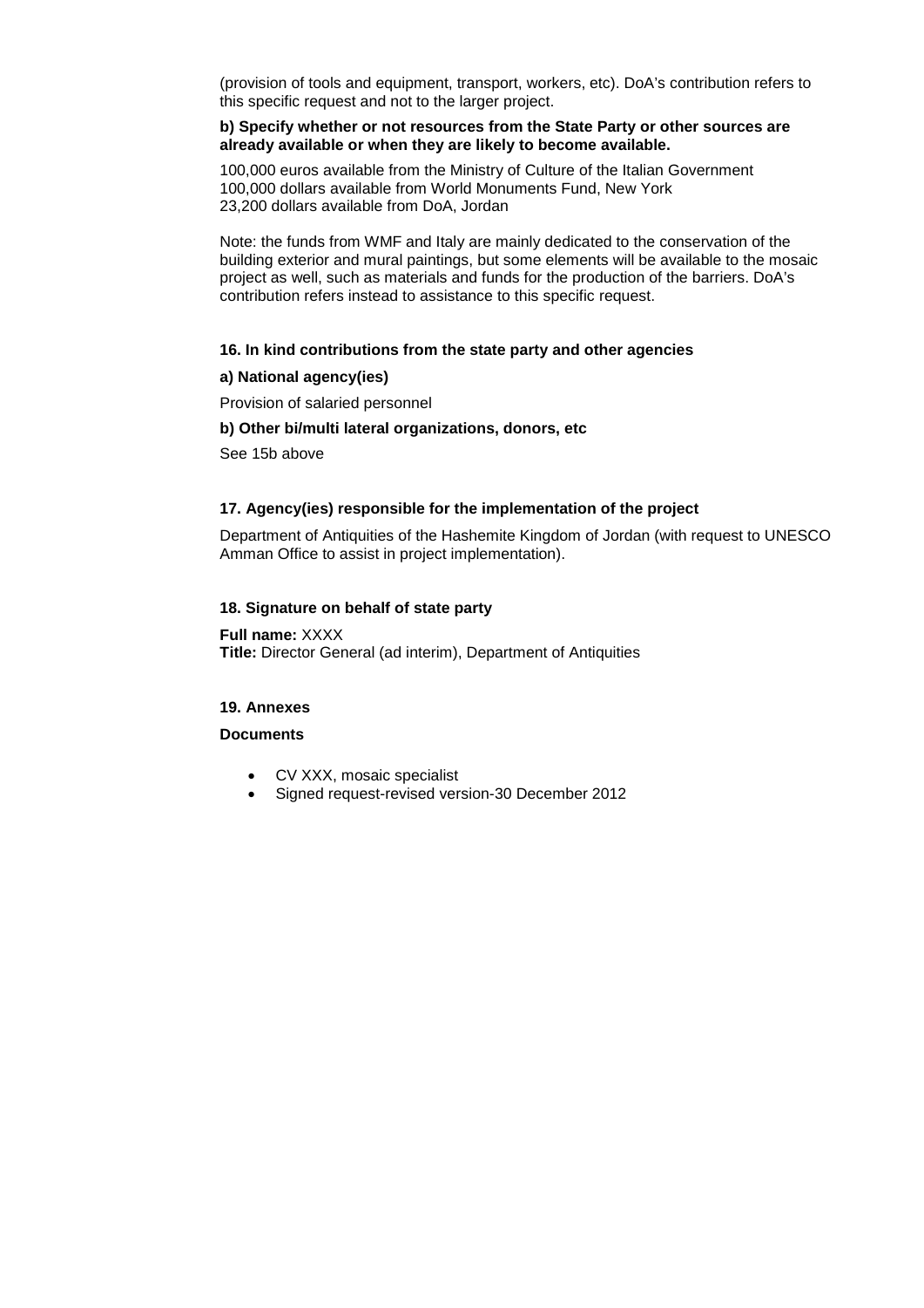(provision of tools and equipment, transport, workers, etc). DoA's contribution refers to this specific request and not to the larger project.

**b) Specify whether or not resources from the State Party or other sources are already available or when they are likely to become available.**

100,000 euros available from the Ministry of Culture of the Italian Government
100,000 dollars available from World Monuments Fund, New York
23,200 dollars available from DoA, Jordan

Note: the funds from WMF and Italy are mainly dedicated to the conservation of the building exterior and mural paintings, but some elements will be available to the mosaic project as well, such as materials and funds for the production of the barriers. DoA's contribution refers instead to assistance to this specific request.

### 16. In kind contributions from the state party and other agencies

**a) National agency(ies)**

Provision of salaried personnel

**b) Other bi/multi lateral organizations, donors, etc**

See 15b above

### 17. Agency(ies) responsible for the implementation of the project

Department of Antiquities of the Hashemite Kingdom of Jordan (with request to UNESCO Amman Office to assist in project implementation).

### 18. Signature on behalf of state party

**Full name:** XXXX
**Title:** Director General (ad interim), Department of Antiquities

### 19. Annexes

**Documents**

- CV XXX, mosaic specialist
- Signed request-revised version-30 December 2012